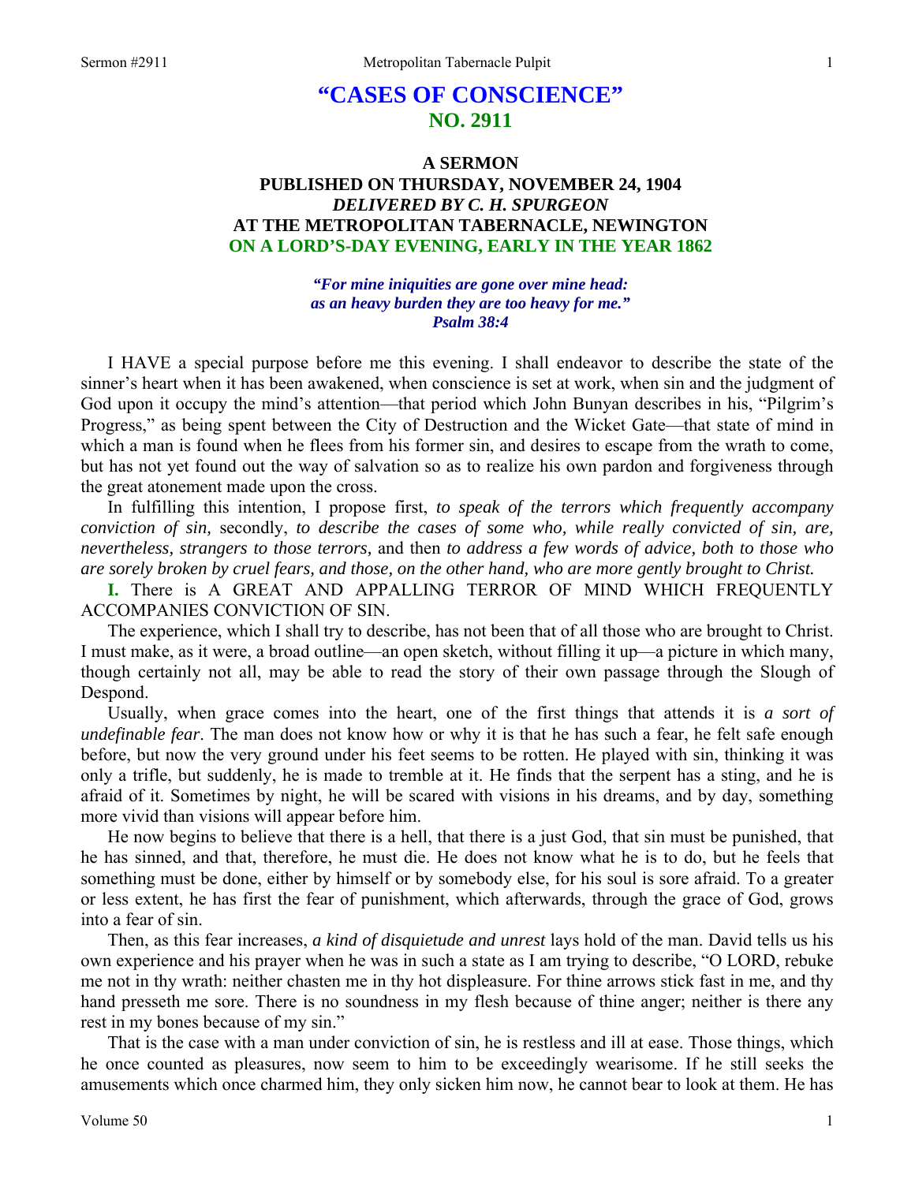# "CASES OF CONSCIENCE"
## NO. 2911

### A SERMON
### PUBLISHED ON THURSDAY, NOVEMBER 24, 1904
### *DELIVERED BY C. H. SPURGEON*
### AT THE METROPOLITAN TABERNACLE, NEWINGTON
### ON A LORD'S-DAY EVENING, EARLY IN THE YEAR 1862

***"For mine iniquities are gone over mine head: as an heavy burden they are too heavy for me." Psalm 38:4***

I HAVE a special purpose before me this evening. I shall endeavor to describe the state of the sinner's heart when it has been awakened, when conscience is set at work, when sin and the judgment of God upon it occupy the mind's attention—that period which John Bunyan describes in his, "Pilgrim's Progress," as being spent between the City of Destruction and the Wicket Gate—that state of mind in which a man is found when he flees from his former sin, and desires to escape from the wrath to come, but has not yet found out the way of salvation so as to realize his own pardon and forgiveness through the great atonement made upon the cross.

In fulfilling this intention, I propose first, *to speak of the terrors which frequently accompany conviction of sin,* secondly, *to describe the cases of some who, while really convicted of sin, are, nevertheless, strangers to those terrors,* and then *to address a few words of advice, both to those who are sorely broken by cruel fears, and those, on the other hand, who are more gently brought to Christ.*

**I.** There is A GREAT AND APPALLING TERROR OF MIND WHICH FREQUENTLY ACCOMPANIES CONVICTION OF SIN.

The experience, which I shall try to describe, has not been that of all those who are brought to Christ. I must make, as it were, a broad outline—an open sketch, without filling it up—a picture in which many, though certainly not all, may be able to read the story of their own passage through the Slough of Despond.

Usually, when grace comes into the heart, one of the first things that attends it is *a sort of undefinable fear*. The man does not know how or why it is that he has such a fear, he felt safe enough before, but now the very ground under his feet seems to be rotten. He played with sin, thinking it was only a trifle, but suddenly, he is made to tremble at it. He finds that the serpent has a sting, and he is afraid of it. Sometimes by night, he will be scared with visions in his dreams, and by day, something more vivid than visions will appear before him.

He now begins to believe that there is a hell, that there is a just God, that sin must be punished, that he has sinned, and that, therefore, he must die. He does not know what he is to do, but he feels that something must be done, either by himself or by somebody else, for his soul is sore afraid. To a greater or less extent, he has first the fear of punishment, which afterwards, through the grace of God, grows into a fear of sin.

Then, as this fear increases, *a kind of disquietude and unrest* lays hold of the man. David tells us his own experience and his prayer when he was in such a state as I am trying to describe, "O LORD, rebuke me not in thy wrath: neither chasten me in thy hot displeasure. For thine arrows stick fast in me, and thy hand presseth me sore. There is no soundness in my flesh because of thine anger; neither is there any rest in my bones because of my sin."

That is the case with a man under conviction of sin, he is restless and ill at ease. Those things, which he once counted as pleasures, now seem to him to be exceedingly wearisome. If he still seeks the amusements which once charmed him, they only sicken him now, he cannot bear to look at them. He has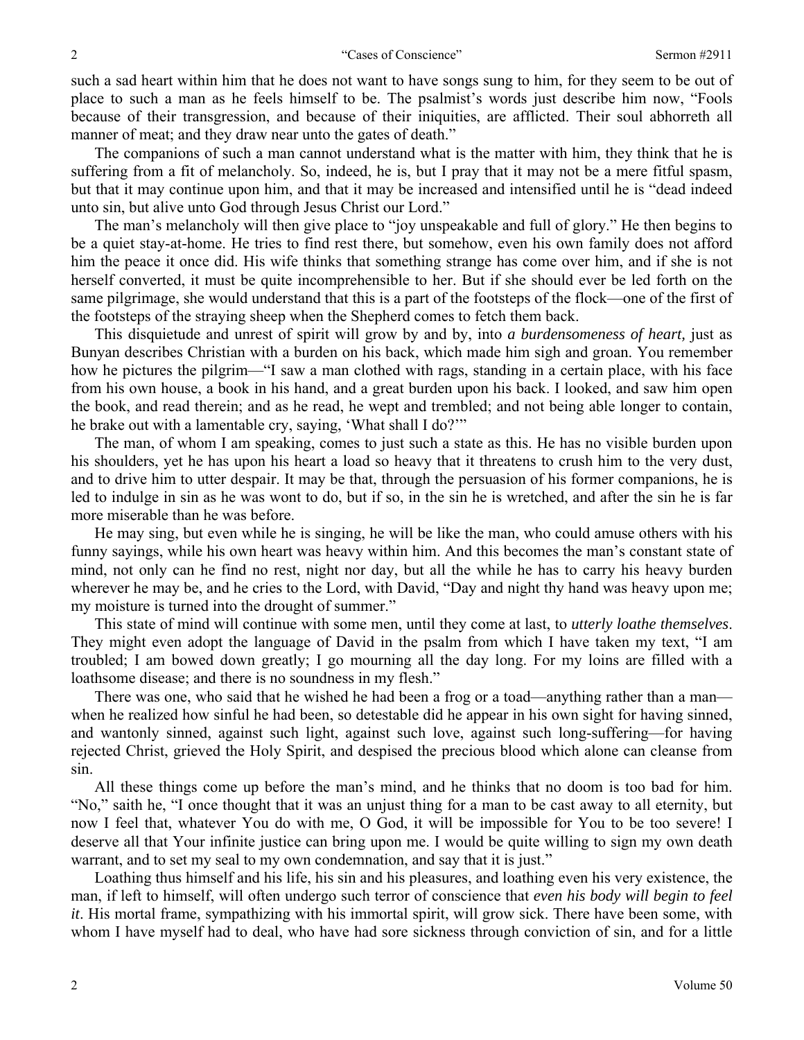such a sad heart within him that he does not want to have songs sung to him, for they seem to be out of place to such a man as he feels himself to be. The psalmist's words just describe him now, "Fools because of their transgression, and because of their iniquities, are afflicted. Their soul abhorreth all manner of meat; and they draw near unto the gates of death."

The companions of such a man cannot understand what is the matter with him, they think that he is suffering from a fit of melancholy. So, indeed, he is, but I pray that it may not be a mere fitful spasm, but that it may continue upon him, and that it may be increased and intensified until he is "dead indeed unto sin, but alive unto God through Jesus Christ our Lord."

The man's melancholy will then give place to "joy unspeakable and full of glory." He then begins to be a quiet stay-at-home. He tries to find rest there, but somehow, even his own family does not afford him the peace it once did. His wife thinks that something strange has come over him, and if she is not herself converted, it must be quite incomprehensible to her. But if she should ever be led forth on the same pilgrimage, she would understand that this is a part of the footsteps of the flock—one of the first of the footsteps of the straying sheep when the Shepherd comes to fetch them back.

This disquietude and unrest of spirit will grow by and by, into *a burdensomeness of heart,* just as Bunyan describes Christian with a burden on his back, which made him sigh and groan. You remember how he pictures the pilgrim—"I saw a man clothed with rags, standing in a certain place, with his face from his own house, a book in his hand, and a great burden upon his back. I looked, and saw him open the book, and read therein; and as he read, he wept and trembled; and not being able longer to contain, he brake out with a lamentable cry, saying, 'What shall I do?'"

The man, of whom I am speaking, comes to just such a state as this. He has no visible burden upon his shoulders, yet he has upon his heart a load so heavy that it threatens to crush him to the very dust, and to drive him to utter despair. It may be that, through the persuasion of his former companions, he is led to indulge in sin as he was wont to do, but if so, in the sin he is wretched, and after the sin he is far more miserable than he was before.

He may sing, but even while he is singing, he will be like the man, who could amuse others with his funny sayings, while his own heart was heavy within him. And this becomes the man's constant state of mind, not only can he find no rest, night nor day, but all the while he has to carry his heavy burden wherever he may be, and he cries to the Lord, with David, "Day and night thy hand was heavy upon me; my moisture is turned into the drought of summer."

This state of mind will continue with some men, until they come at last, to *utterly loathe themselves*. They might even adopt the language of David in the psalm from which I have taken my text, "I am troubled; I am bowed down greatly; I go mourning all the day long. For my loins are filled with a loathsome disease; and there is no soundness in my flesh."

There was one, who said that he wished he had been a frog or a toad—anything rather than a man—when he realized how sinful he had been, so detestable did he appear in his own sight for having sinned, and wantonly sinned, against such light, against such love, against such long-suffering—for having rejected Christ, grieved the Holy Spirit, and despised the precious blood which alone can cleanse from sin.

All these things come up before the man's mind, and he thinks that no doom is too bad for him. "No," saith he, "I once thought that it was an unjust thing for a man to be cast away to all eternity, but now I feel that, whatever You do with me, O God, it will be impossible for You to be too severe! I deserve all that Your infinite justice can bring upon me. I would be quite willing to sign my own death warrant, and to set my seal to my own condemnation, and say that it is just."

Loathing thus himself and his life, his sin and his pleasures, and loathing even his very existence, the man, if left to himself, will often undergo such terror of conscience that *even his body will begin to feel it*. His mortal frame, sympathizing with his immortal spirit, will grow sick. There have been some, with whom I have myself had to deal, who have had sore sickness through conviction of sin, and for a little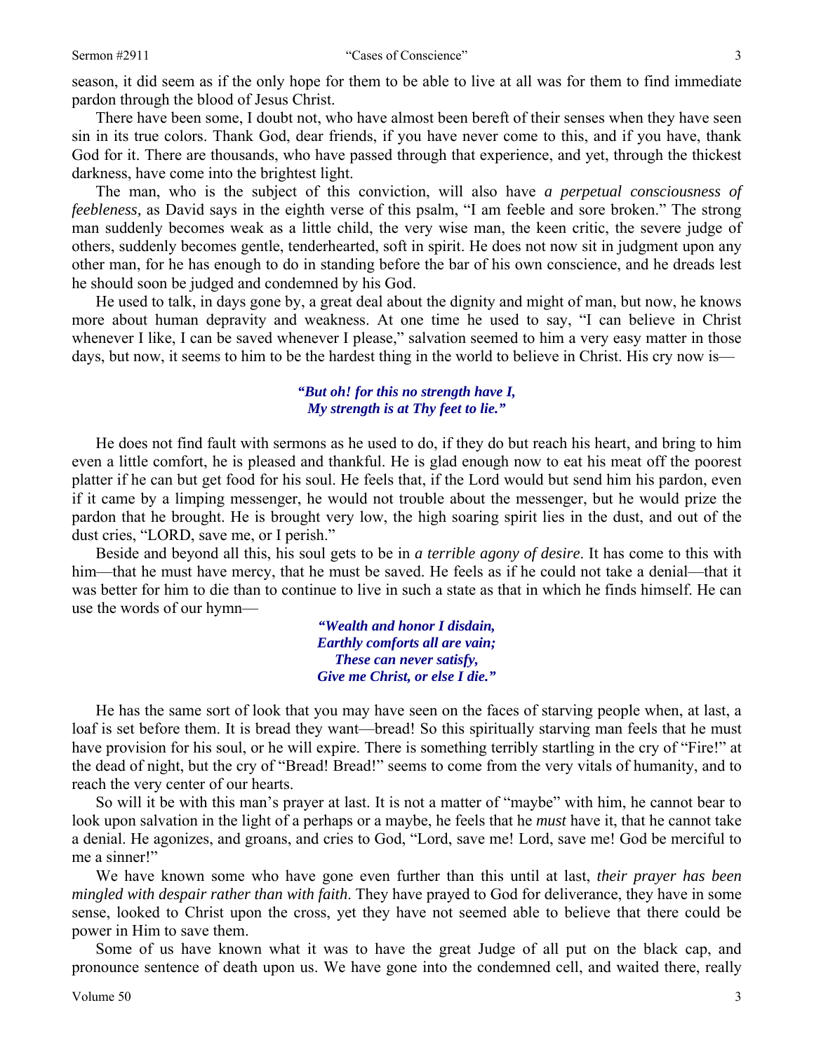season, it did seem as if the only hope for them to be able to live at all was for them to find immediate pardon through the blood of Jesus Christ.

There have been some, I doubt not, who have almost been bereft of their senses when they have seen sin in its true colors. Thank God, dear friends, if you have never come to this, and if you have, thank God for it. There are thousands, who have passed through that experience, and yet, through the thickest darkness, have come into the brightest light.

The man, who is the subject of this conviction, will also have *a perpetual consciousness of feebleness,* as David says in the eighth verse of this psalm, "I am feeble and sore broken." The strong man suddenly becomes weak as a little child, the very wise man, the keen critic, the severe judge of others, suddenly becomes gentle, tenderhearted, soft in spirit. He does not now sit in judgment upon any other man, for he has enough to do in standing before the bar of his own conscience, and he dreads lest he should soon be judged and condemned by his God.

He used to talk, in days gone by, a great deal about the dignity and might of man, but now, he knows more about human depravity and weakness. At one time he used to say, "I can believe in Christ whenever I like, I can be saved whenever I please," salvation seemed to him a very easy matter in those days, but now, it seems to him to be the hardest thing in the world to believe in Christ. His cry now is—

> ***"But oh! for this no strength have I,***
> ***My strength is at Thy feet to lie."***

He does not find fault with sermons as he used to do, if they do but reach his heart, and bring to him even a little comfort, he is pleased and thankful. He is glad enough now to eat his meat off the poorest platter if he can but get food for his soul. He feels that, if the Lord would but send him his pardon, even if it came by a limping messenger, he would not trouble about the messenger, but he would prize the pardon that he brought. He is brought very low, the high soaring spirit lies in the dust, and out of the dust cries, "LORD, save me, or I perish."

Beside and beyond all this, his soul gets to be in *a terrible agony of desire*. It has come to this with him—that he must have mercy, that he must be saved. He feels as if he could not take a denial—that it was better for him to die than to continue to live in such a state as that in which he finds himself. He can use the words of our hymn—

> ***"Wealth and honor I disdain,***
> ***Earthly comforts all are vain;***
> ***These can never satisfy,***
> ***Give me Christ, or else I die."***

He has the same sort of look that you may have seen on the faces of starving people when, at last, a loaf is set before them. It is bread they want—bread! So this spiritually starving man feels that he must have provision for his soul, or he will expire. There is something terribly startling in the cry of "Fire!" at the dead of night, but the cry of "Bread! Bread!" seems to come from the very vitals of humanity, and to reach the very center of our hearts.

So will it be with this man's prayer at last. It is not a matter of "maybe" with him, he cannot bear to look upon salvation in the light of a perhaps or a maybe, he feels that he *must* have it, that he cannot take a denial. He agonizes, and groans, and cries to God, "Lord, save me! Lord, save me! God be merciful to me a sinner!"

We have known some who have gone even further than this until at last, *their prayer has been mingled with despair rather than with faith*. They have prayed to God for deliverance, they have in some sense, looked to Christ upon the cross, yet they have not seemed able to believe that there could be power in Him to save them.

Some of us have known what it was to have the great Judge of all put on the black cap, and pronounce sentence of death upon us. We have gone into the condemned cell, and waited there, really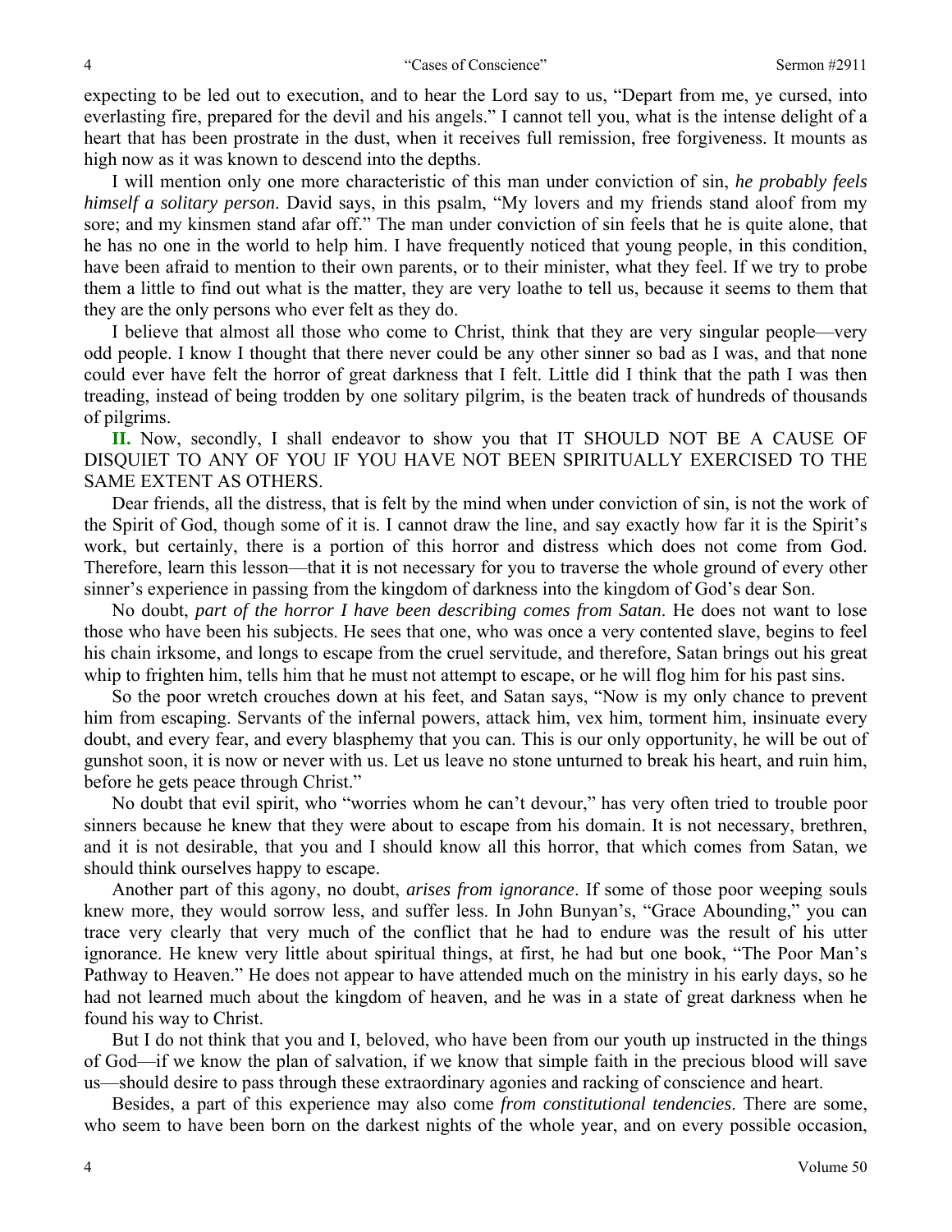expecting to be led out to execution, and to hear the Lord say to us, "Depart from me, ye cursed, into everlasting fire, prepared for the devil and his angels." I cannot tell you, what is the intense delight of a heart that has been prostrate in the dust, when it receives full remission, free forgiveness. It mounts as high now as it was known to descend into the depths.

I will mention only one more characteristic of this man under conviction of sin, *he probably feels himself a solitary person*. David says, in this psalm, "My lovers and my friends stand aloof from my sore; and my kinsmen stand afar off." The man under conviction of sin feels that he is quite alone, that he has no one in the world to help him. I have frequently noticed that young people, in this condition, have been afraid to mention to their own parents, or to their minister, what they feel. If we try to probe them a little to find out what is the matter, they are very loathe to tell us, because it seems to them that they are the only persons who ever felt as they do.

I believe that almost all those who come to Christ, think that they are very singular people—very odd people. I know I thought that there never could be any other sinner so bad as I was, and that none could ever have felt the horror of great darkness that I felt. Little did I think that the path I was then treading, instead of being trodden by one solitary pilgrim, is the beaten track of hundreds of thousands of pilgrims.

**II.** Now, secondly, I shall endeavor to show you that IT SHOULD NOT BE A CAUSE OF DISQUIET TO ANY OF YOU IF YOU HAVE NOT BEEN SPIRITUALLY EXERCISED TO THE SAME EXTENT AS OTHERS.

Dear friends, all the distress, that is felt by the mind when under conviction of sin, is not the work of the Spirit of God, though some of it is. I cannot draw the line, and say exactly how far it is the Spirit's work, but certainly, there is a portion of this horror and distress which does not come from God. Therefore, learn this lesson—that it is not necessary for you to traverse the whole ground of every other sinner's experience in passing from the kingdom of darkness into the kingdom of God's dear Son.

No doubt, *part of the horror I have been describing comes from Satan*. He does not want to lose those who have been his subjects. He sees that one, who was once a very contented slave, begins to feel his chain irksome, and longs to escape from the cruel servitude, and therefore, Satan brings out his great whip to frighten him, tells him that he must not attempt to escape, or he will flog him for his past sins.

So the poor wretch crouches down at his feet, and Satan says, "Now is my only chance to prevent him from escaping. Servants of the infernal powers, attack him, vex him, torment him, insinuate every doubt, and every fear, and every blasphemy that you can. This is our only opportunity, he will be out of gunshot soon, it is now or never with us. Let us leave no stone unturned to break his heart, and ruin him, before he gets peace through Christ."

No doubt that evil spirit, who "worries whom he can't devour," has very often tried to trouble poor sinners because he knew that they were about to escape from his domain. It is not necessary, brethren, and it is not desirable, that you and I should know all this horror, that which comes from Satan, we should think ourselves happy to escape.

Another part of this agony, no doubt, *arises from ignorance*. If some of those poor weeping souls knew more, they would sorrow less, and suffer less. In John Bunyan's, "Grace Abounding," you can trace very clearly that very much of the conflict that he had to endure was the result of his utter ignorance. He knew very little about spiritual things, at first, he had but one book, "The Poor Man's Pathway to Heaven." He does not appear to have attended much on the ministry in his early days, so he had not learned much about the kingdom of heaven, and he was in a state of great darkness when he found his way to Christ.

But I do not think that you and I, beloved, who have been from our youth up instructed in the things of God—if we know the plan of salvation, if we know that simple faith in the precious blood will save us—should desire to pass through these extraordinary agonies and racking of conscience and heart.

Besides, a part of this experience may also come *from constitutional tendencies*. There are some, who seem to have been born on the darkest nights of the whole year, and on every possible occasion,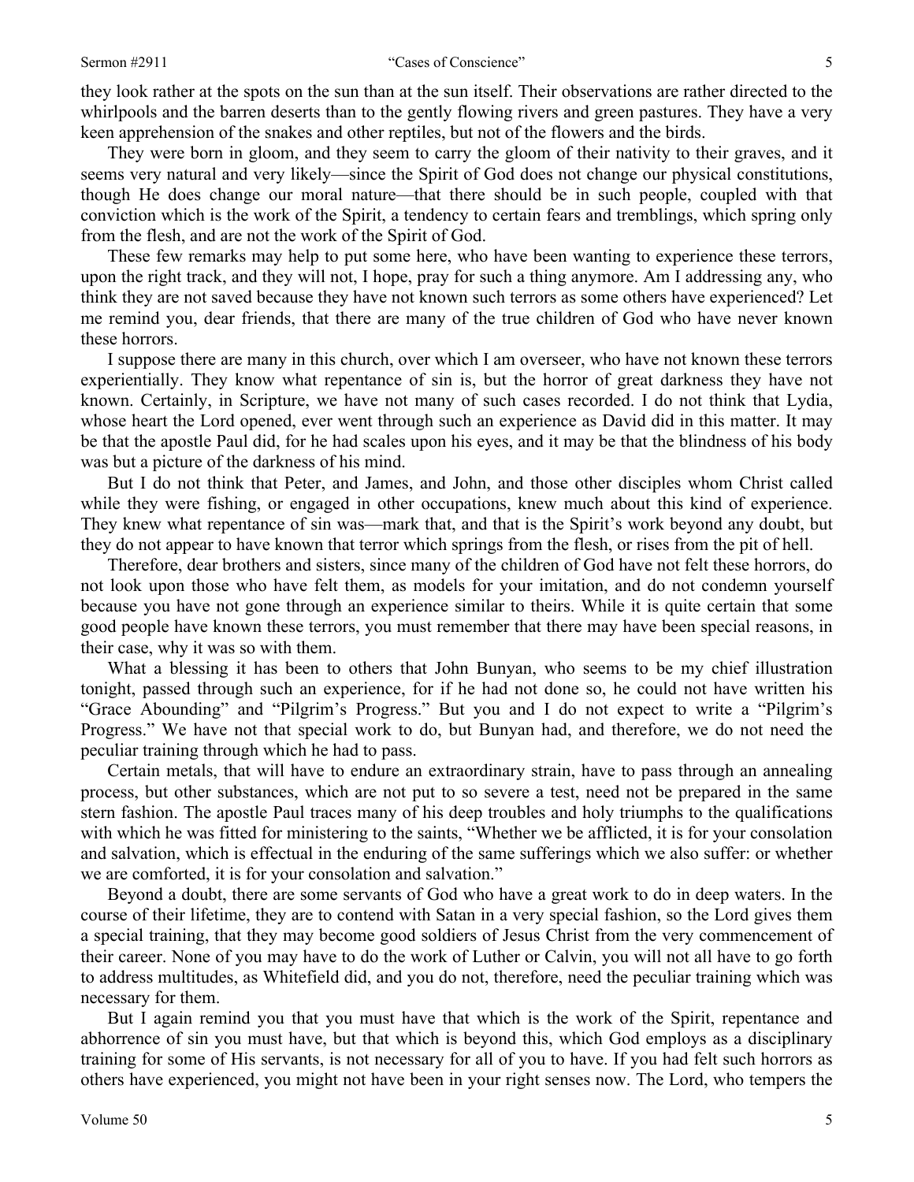they look rather at the spots on the sun than at the sun itself. Their observations are rather directed to the whirlpools and the barren deserts than to the gently flowing rivers and green pastures. They have a very keen apprehension of the snakes and other reptiles, but not of the flowers and the birds.

They were born in gloom, and they seem to carry the gloom of their nativity to their graves, and it seems very natural and very likely—since the Spirit of God does not change our physical constitutions, though He does change our moral nature—that there should be in such people, coupled with that conviction which is the work of the Spirit, a tendency to certain fears and tremblings, which spring only from the flesh, and are not the work of the Spirit of God.

These few remarks may help to put some here, who have been wanting to experience these terrors, upon the right track, and they will not, I hope, pray for such a thing anymore. Am I addressing any, who think they are not saved because they have not known such terrors as some others have experienced? Let me remind you, dear friends, that there are many of the true children of God who have never known these horrors.

I suppose there are many in this church, over which I am overseer, who have not known these terrors experientially. They know what repentance of sin is, but the horror of great darkness they have not known. Certainly, in Scripture, we have not many of such cases recorded. I do not think that Lydia, whose heart the Lord opened, ever went through such an experience as David did in this matter. It may be that the apostle Paul did, for he had scales upon his eyes, and it may be that the blindness of his body was but a picture of the darkness of his mind.

But I do not think that Peter, and James, and John, and those other disciples whom Christ called while they were fishing, or engaged in other occupations, knew much about this kind of experience. They knew what repentance of sin was—mark that, and that is the Spirit's work beyond any doubt, but they do not appear to have known that terror which springs from the flesh, or rises from the pit of hell.

Therefore, dear brothers and sisters, since many of the children of God have not felt these horrors, do not look upon those who have felt them, as models for your imitation, and do not condemn yourself because you have not gone through an experience similar to theirs. While it is quite certain that some good people have known these terrors, you must remember that there may have been special reasons, in their case, why it was so with them.

What a blessing it has been to others that John Bunyan, who seems to be my chief illustration tonight, passed through such an experience, for if he had not done so, he could not have written his "Grace Abounding" and "Pilgrim's Progress." But you and I do not expect to write a "Pilgrim's Progress." We have not that special work to do, but Bunyan had, and therefore, we do not need the peculiar training through which he had to pass.

Certain metals, that will have to endure an extraordinary strain, have to pass through an annealing process, but other substances, which are not put to so severe a test, need not be prepared in the same stern fashion. The apostle Paul traces many of his deep troubles and holy triumphs to the qualifications with which he was fitted for ministering to the saints, "Whether we be afflicted, it is for your consolation and salvation, which is effectual in the enduring of the same sufferings which we also suffer: or whether we are comforted, it is for your consolation and salvation."

Beyond a doubt, there are some servants of God who have a great work to do in deep waters. In the course of their lifetime, they are to contend with Satan in a very special fashion, so the Lord gives them a special training, that they may become good soldiers of Jesus Christ from the very commencement of their career. None of you may have to do the work of Luther or Calvin, you will not all have to go forth to address multitudes, as Whitefield did, and you do not, therefore, need the peculiar training which was necessary for them.

But I again remind you that you must have that which is the work of the Spirit, repentance and abhorrence of sin you must have, but that which is beyond this, which God employs as a disciplinary training for some of His servants, is not necessary for all of you to have. If you had felt such horrors as others have experienced, you might not have been in your right senses now. The Lord, who tempers the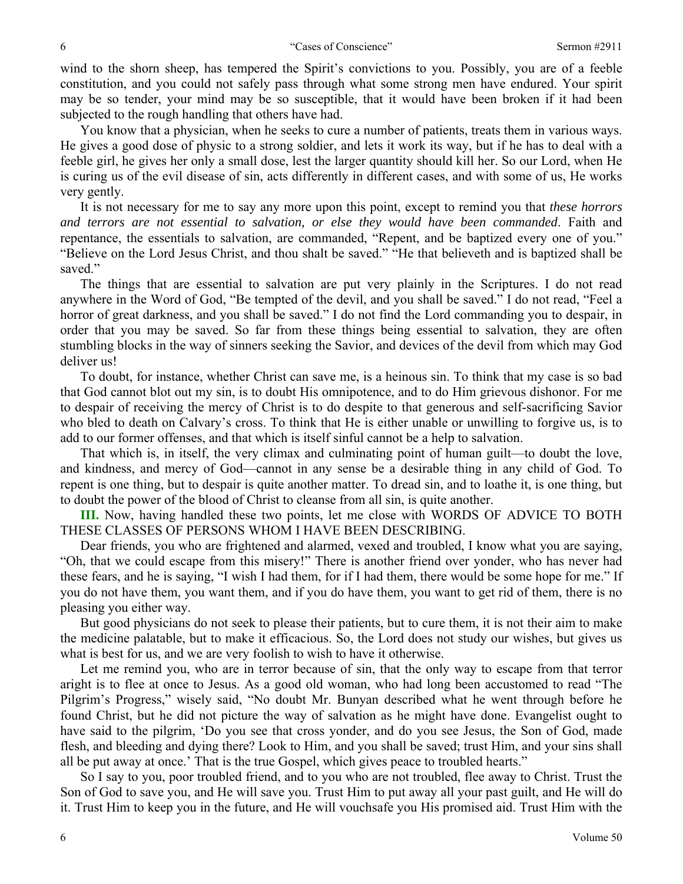wind to the shorn sheep, has tempered the Spirit's convictions to you. Possibly, you are of a feeble constitution, and you could not safely pass through what some strong men have endured. Your spirit may be so tender, your mind may be so susceptible, that it would have been broken if it had been subjected to the rough handling that others have had.

You know that a physician, when he seeks to cure a number of patients, treats them in various ways. He gives a good dose of physic to a strong soldier, and lets it work its way, but if he has to deal with a feeble girl, he gives her only a small dose, lest the larger quantity should kill her. So our Lord, when He is curing us of the evil disease of sin, acts differently in different cases, and with some of us, He works very gently.

It is not necessary for me to say any more upon this point, except to remind you that *these horrors and terrors are not essential to salvation, or else they would have been commanded*. Faith and repentance, the essentials to salvation, are commanded, "Repent, and be baptized every one of you." "Believe on the Lord Jesus Christ, and thou shalt be saved." "He that believeth and is baptized shall be saved."

The things that are essential to salvation are put very plainly in the Scriptures. I do not read anywhere in the Word of God, "Be tempted of the devil, and you shall be saved." I do not read, "Feel a horror of great darkness, and you shall be saved." I do not find the Lord commanding you to despair, in order that you may be saved. So far from these things being essential to salvation, they are often stumbling blocks in the way of sinners seeking the Savior, and devices of the devil from which may God deliver us!

To doubt, for instance, whether Christ can save me, is a heinous sin. To think that my case is so bad that God cannot blot out my sin, is to doubt His omnipotence, and to do Him grievous dishonor. For me to despair of receiving the mercy of Christ is to do despite to that generous and self-sacrificing Savior who bled to death on Calvary's cross. To think that He is either unable or unwilling to forgive us, is to add to our former offenses, and that which is itself sinful cannot be a help to salvation.

That which is, in itself, the very climax and culminating point of human guilt—to doubt the love, and kindness, and mercy of God—cannot in any sense be a desirable thing in any child of God. To repent is one thing, but to despair is quite another matter. To dread sin, and to loathe it, is one thing, but to doubt the power of the blood of Christ to cleanse from all sin, is quite another.

**III.** Now, having handled these two points, let me close with WORDS OF ADVICE TO BOTH THESE CLASSES OF PERSONS WHOM I HAVE BEEN DESCRIBING.

Dear friends, you who are frightened and alarmed, vexed and troubled, I know what you are saying, "Oh, that we could escape from this misery!" There is another friend over yonder, who has never had these fears, and he is saying, "I wish I had them, for if I had them, there would be some hope for me." If you do not have them, you want them, and if you do have them, you want to get rid of them, there is no pleasing you either way.

But good physicians do not seek to please their patients, but to cure them, it is not their aim to make the medicine palatable, but to make it efficacious. So, the Lord does not study our wishes, but gives us what is best for us, and we are very foolish to wish to have it otherwise.

Let me remind you, who are in terror because of sin, that the only way to escape from that terror aright is to flee at once to Jesus. As a good old woman, who had long been accustomed to read "The Pilgrim's Progress," wisely said, "No doubt Mr. Bunyan described what he went through before he found Christ, but he did not picture the way of salvation as he might have done. Evangelist ought to have said to the pilgrim, 'Do you see that cross yonder, and do you see Jesus, the Son of God, made flesh, and bleeding and dying there? Look to Him, and you shall be saved; trust Him, and your sins shall all be put away at once.' That is the true Gospel, which gives peace to troubled hearts."

So I say to you, poor troubled friend, and to you who are not troubled, flee away to Christ. Trust the Son of God to save you, and He will save you. Trust Him to put away all your past guilt, and He will do it. Trust Him to keep you in the future, and He will vouchsafe you His promised aid. Trust Him with the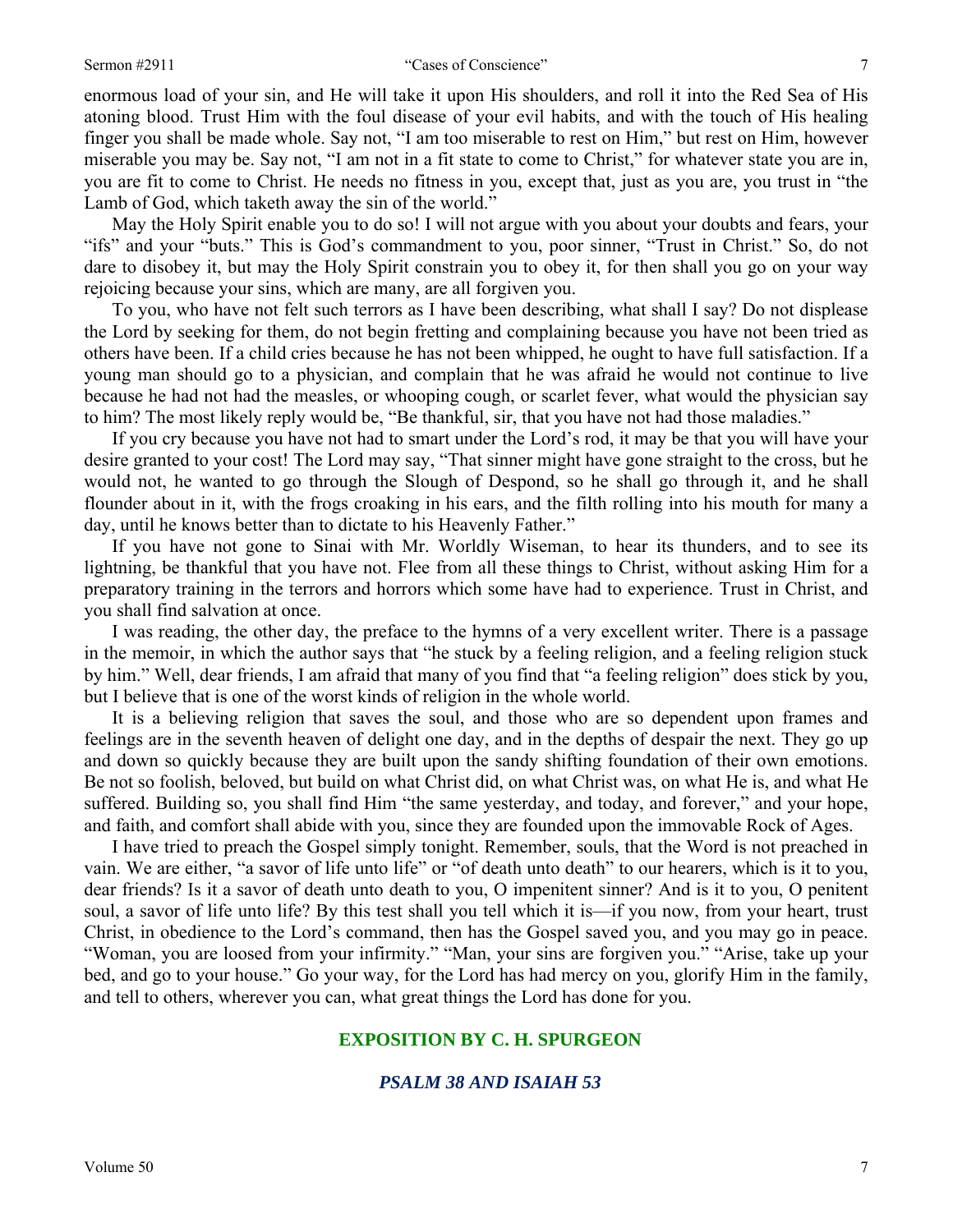enormous load of your sin, and He will take it upon His shoulders, and roll it into the Red Sea of His atoning blood. Trust Him with the foul disease of your evil habits, and with the touch of His healing finger you shall be made whole. Say not, "I am too miserable to rest on Him," but rest on Him, however miserable you may be. Say not, "I am not in a fit state to come to Christ," for whatever state you are in, you are fit to come to Christ. He needs no fitness in you, except that, just as you are, you trust in "the Lamb of God, which taketh away the sin of the world."

May the Holy Spirit enable you to do so! I will not argue with you about your doubts and fears, your "ifs" and your "buts." This is God's commandment to you, poor sinner, "Trust in Christ." So, do not dare to disobey it, but may the Holy Spirit constrain you to obey it, for then shall you go on your way rejoicing because your sins, which are many, are all forgiven you.

To you, who have not felt such terrors as I have been describing, what shall I say? Do not displease the Lord by seeking for them, do not begin fretting and complaining because you have not been tried as others have been. If a child cries because he has not been whipped, he ought to have full satisfaction. If a young man should go to a physician, and complain that he was afraid he would not continue to live because he had not had the measles, or whooping cough, or scarlet fever, what would the physician say to him? The most likely reply would be, "Be thankful, sir, that you have not had those maladies."

If you cry because you have not had to smart under the Lord's rod, it may be that you will have your desire granted to your cost! The Lord may say, "That sinner might have gone straight to the cross, but he would not, he wanted to go through the Slough of Despond, so he shall go through it, and he shall flounder about in it, with the frogs croaking in his ears, and the filth rolling into his mouth for many a day, until he knows better than to dictate to his Heavenly Father."

If you have not gone to Sinai with Mr. Worldly Wiseman, to hear its thunders, and to see its lightning, be thankful that you have not. Flee from all these things to Christ, without asking Him for a preparatory training in the terrors and horrors which some have had to experience. Trust in Christ, and you shall find salvation at once.

I was reading, the other day, the preface to the hymns of a very excellent writer. There is a passage in the memoir, in which the author says that "he stuck by a feeling religion, and a feeling religion stuck by him." Well, dear friends, I am afraid that many of you find that "a feeling religion" does stick by you, but I believe that is one of the worst kinds of religion in the whole world.

It is a believing religion that saves the soul, and those who are so dependent upon frames and feelings are in the seventh heaven of delight one day, and in the depths of despair the next. They go up and down so quickly because they are built upon the sandy shifting foundation of their own emotions. Be not so foolish, beloved, but build on what Christ did, on what Christ was, on what He is, and what He suffered. Building so, you shall find Him "the same yesterday, and today, and forever," and your hope, and faith, and comfort shall abide with you, since they are founded upon the immovable Rock of Ages.

I have tried to preach the Gospel simply tonight. Remember, souls, that the Word is not preached in vain. We are either, "a savor of life unto life" or "of death unto death" to our hearers, which is it to you, dear friends? Is it a savor of death unto death to you, O impenitent sinner? And is it to you, O penitent soul, a savor of life unto life? By this test shall you tell which it is—if you now, from your heart, trust Christ, in obedience to the Lord's command, then has the Gospel saved you, and you may go in peace. "Woman, you are loosed from your infirmity." "Man, your sins are forgiven you." "Arise, take up your bed, and go to your house." Go your way, for the Lord has had mercy on you, glorify Him in the family, and tell to others, wherever you can, what great things the Lord has done for you.

## EXPOSITION BY C. H. SPURGEON

### *PSALM 38 AND ISAIAH 53*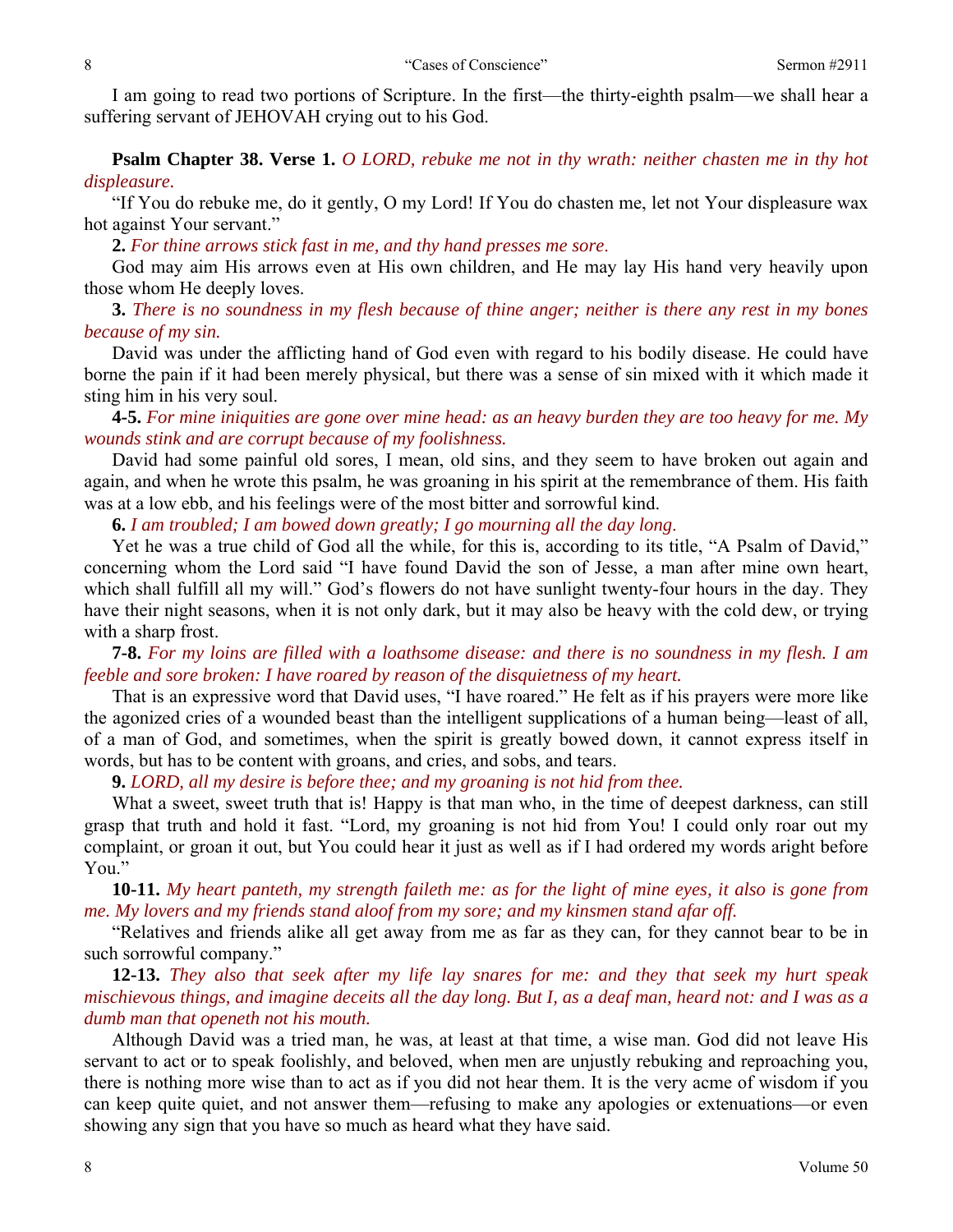I am going to read two portions of Scripture. In the first—the thirty-eighth psalm—we shall hear a suffering servant of JEHOVAH crying out to his God.

**Psalm Chapter 38. Verse 1.** *O LORD, rebuke me not in thy wrath: neither chasten me in thy hot displeasure.*

"If You do rebuke me, do it gently, O my Lord! If You do chasten me, let not Your displeasure wax hot against Your servant."

**2.** *For thine arrows stick fast in me, and thy hand presses me sore.*

God may aim His arrows even at His own children, and He may lay His hand very heavily upon those whom He deeply loves.

**3.** *There is no soundness in my flesh because of thine anger; neither is there any rest in my bones because of my sin.*

David was under the afflicting hand of God even with regard to his bodily disease. He could have borne the pain if it had been merely physical, but there was a sense of sin mixed with it which made it sting him in his very soul.

**4-5.** *For mine iniquities are gone over mine head: as an heavy burden they are too heavy for me. My wounds stink and are corrupt because of my foolishness.*

David had some painful old sores, I mean, old sins, and they seem to have broken out again and again, and when he wrote this psalm, he was groaning in his spirit at the remembrance of them. His faith was at a low ebb, and his feelings were of the most bitter and sorrowful kind.

**6.** *I am troubled; I am bowed down greatly; I go mourning all the day long.*

Yet he was a true child of God all the while, for this is, according to its title, "A Psalm of David," concerning whom the Lord said "I have found David the son of Jesse, a man after mine own heart, which shall fulfill all my will." God's flowers do not have sunlight twenty-four hours in the day. They have their night seasons, when it is not only dark, but it may also be heavy with the cold dew, or trying with a sharp frost.

**7-8.** *For my loins are filled with a loathsome disease: and there is no soundness in my flesh. I am feeble and sore broken: I have roared by reason of the disquietness of my heart.*

That is an expressive word that David uses, "I have roared." He felt as if his prayers were more like the agonized cries of a wounded beast than the intelligent supplications of a human being—least of all, of a man of God, and sometimes, when the spirit is greatly bowed down, it cannot express itself in words, but has to be content with groans, and cries, and sobs, and tears.

**9.** *LORD, all my desire is before thee; and my groaning is not hid from thee.*

What a sweet, sweet truth that is! Happy is that man who, in the time of deepest darkness, can still grasp that truth and hold it fast. "Lord, my groaning is not hid from You! I could only roar out my complaint, or groan it out, but You could hear it just as well as if I had ordered my words aright before You."

**10-11.** *My heart panteth, my strength faileth me: as for the light of mine eyes, it also is gone from me. My lovers and my friends stand aloof from my sore; and my kinsmen stand afar off.*

"Relatives and friends alike all get away from me as far as they can, for they cannot bear to be in such sorrowful company."

**12-13.** *They also that seek after my life lay snares for me: and they that seek my hurt speak mischievous things, and imagine deceits all the day long. But I, as a deaf man, heard not: and I was as a dumb man that openeth not his mouth.*

Although David was a tried man, he was, at least at that time, a wise man. God did not leave His servant to act or to speak foolishly, and beloved, when men are unjustly rebuking and reproaching you, there is nothing more wise than to act as if you did not hear them. It is the very acme of wisdom if you can keep quite quiet, and not answer them—refusing to make any apologies or extenuations—or even showing any sign that you have so much as heard what they have said.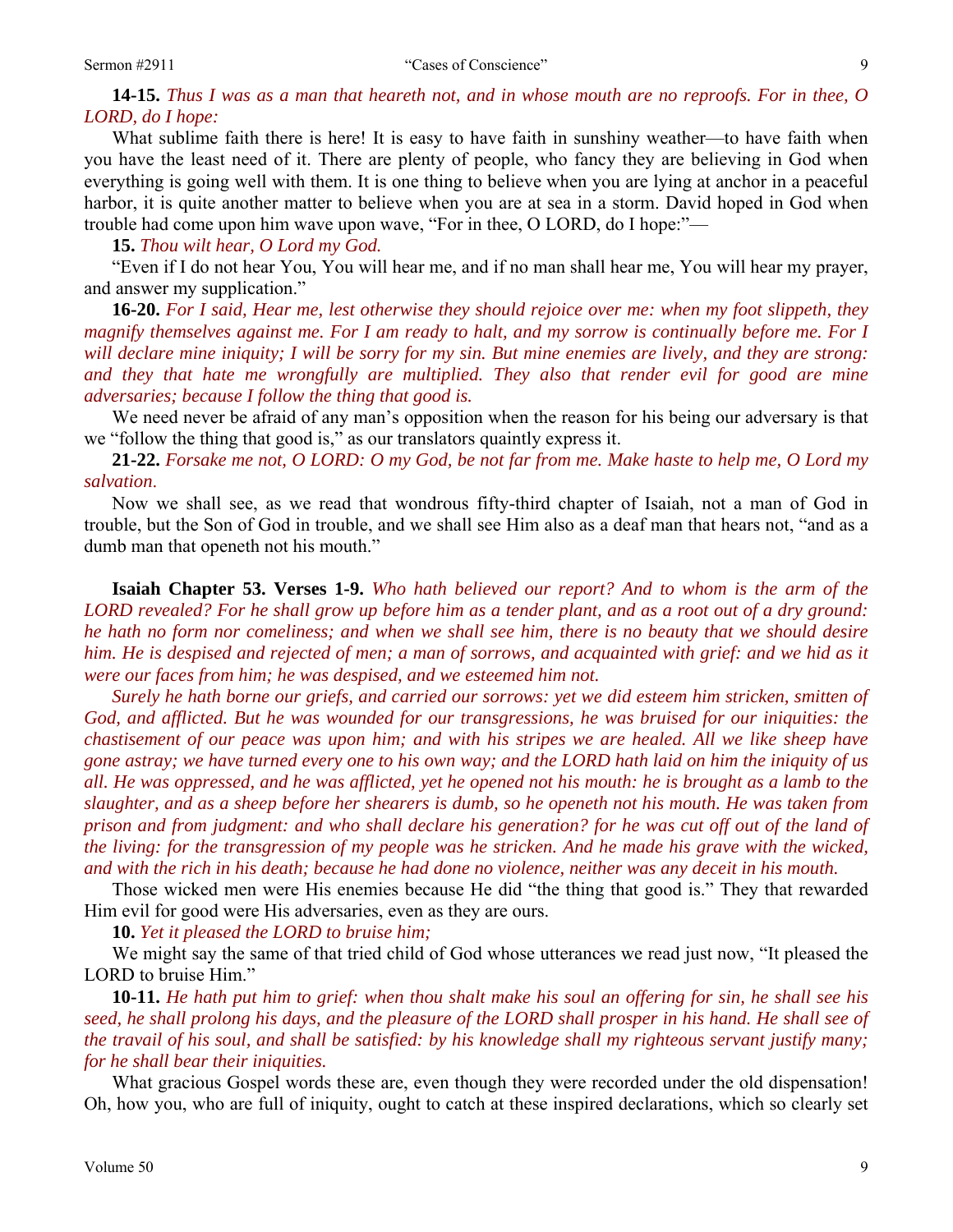**14-15.** *Thus I was as a man that heareth not, and in whose mouth are no reproofs. For in thee, O LORD, do I hope:*

What sublime faith there is here! It is easy to have faith in sunshiny weather—to have faith when you have the least need of it. There are plenty of people, who fancy they are believing in God when everything is going well with them. It is one thing to believe when you are lying at anchor in a peaceful harbor, it is quite another matter to believe when you are at sea in a storm. David hoped in God when trouble had come upon him wave upon wave, "For in thee, O LORD, do I hope:"—

**15.** *Thou wilt hear, O Lord my God.*

"Even if I do not hear You, You will hear me, and if no man shall hear me, You will hear my prayer, and answer my supplication."

**16-20.** *For I said, Hear me, lest otherwise they should rejoice over me: when my foot slippeth, they magnify themselves against me. For I am ready to halt, and my sorrow is continually before me. For I will declare mine iniquity; I will be sorry for my sin. But mine enemies are lively, and they are strong: and they that hate me wrongfully are multiplied. They also that render evil for good are mine adversaries; because I follow the thing that good is.*

We need never be afraid of any man's opposition when the reason for his being our adversary is that we "follow the thing that good is," as our translators quaintly express it.

**21-22.** *Forsake me not, O LORD: O my God, be not far from me. Make haste to help me, O Lord my salvation.*

Now we shall see, as we read that wondrous fifty-third chapter of Isaiah, not a man of God in trouble, but the Son of God in trouble, and we shall see Him also as a deaf man that hears not, "and as a dumb man that openeth not his mouth."

**Isaiah Chapter 53. Verses 1-9.** *Who hath believed our report? And to whom is the arm of the LORD revealed? For he shall grow up before him as a tender plant, and as a root out of a dry ground: he hath no form nor comeliness; and when we shall see him, there is no beauty that we should desire him. He is despised and rejected of men; a man of sorrows, and acquainted with grief: and we hid as it were our faces from him; he was despised, and we esteemed him not.*

*Surely he hath borne our griefs, and carried our sorrows: yet we did esteem him stricken, smitten of God, and afflicted. But he was wounded for our transgressions, he was bruised for our iniquities: the chastisement of our peace was upon him; and with his stripes we are healed. All we like sheep have gone astray; we have turned every one to his own way; and the LORD hath laid on him the iniquity of us all. He was oppressed, and he was afflicted, yet he opened not his mouth: he is brought as a lamb to the slaughter, and as a sheep before her shearers is dumb, so he openeth not his mouth. He was taken from prison and from judgment: and who shall declare his generation? for he was cut off out of the land of the living: for the transgression of my people was he stricken. And he made his grave with the wicked, and with the rich in his death; because he had done no violence, neither was any deceit in his mouth.*

Those wicked men were His enemies because He did "the thing that good is." They that rewarded Him evil for good were His adversaries, even as they are ours.

**10.** *Yet it pleased the LORD to bruise him;*

We might say the same of that tried child of God whose utterances we read just now, "It pleased the LORD to bruise Him."

**10-11.** *He hath put him to grief: when thou shalt make his soul an offering for sin, he shall see his seed, he shall prolong his days, and the pleasure of the LORD shall prosper in his hand. He shall see of the travail of his soul, and shall be satisfied: by his knowledge shall my righteous servant justify many; for he shall bear their iniquities.*

What gracious Gospel words these are, even though they were recorded under the old dispensation! Oh, how you, who are full of iniquity, ought to catch at these inspired declarations, which so clearly set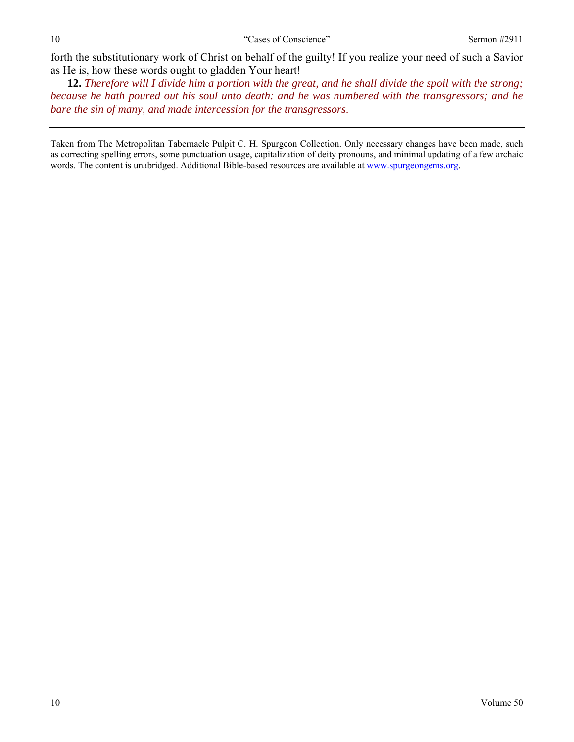forth the substitutionary work of Christ on behalf of the guilty! If you realize your need of such a Savior as He is, how these words ought to gladden Your heart!

**12.** *Therefore will I divide him a portion with the great, and he shall divide the spoil with the strong; because he hath poured out his soul unto death: and he was numbered with the transgressors; and he bare the sin of many, and made intercession for the transgressors.*

---

Taken from The Metropolitan Tabernacle Pulpit C. H. Spurgeon Collection. Only necessary changes have been made, such as correcting spelling errors, some punctuation usage, capitalization of deity pronouns, and minimal updating of a few archaic words. The content is unabridged. Additional Bible-based resources are available at [www.spurgeongems.org](http://www.spurgeongems.org).